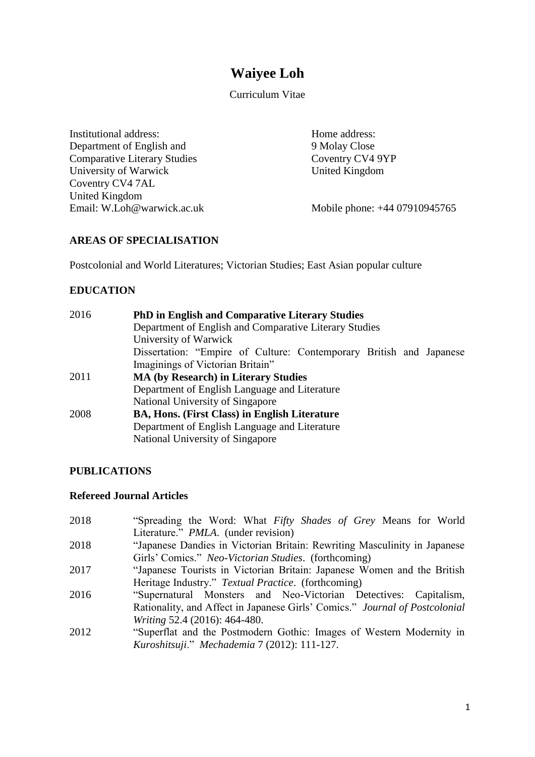# Waiyee Loh

Curriculum Vitae

Institutional address:
Department of English and
Comparative Literary Studies
University of Warwick
Coventry CV4 7AL
United Kingdom
Email: W.Loh@warwick.ac.uk

Home address:
9 Molay Close
Coventry CV4 9YP
United Kingdom

Mobile phone: +44 07910945765

## AREAS OF SPECIALISATION

Postcolonial and World Literatures; Victorian Studies; East Asian popular culture

## EDUCATION

2016 — **PhD in English and Comparative Literary Studies**
Department of English and Comparative Literary Studies
University of Warwick
Dissertation: "Empire of Culture: Contemporary British and Japanese Imaginings of Victorian Britain"

2011 — **MA (by Research) in Literary Studies**
Department of English Language and Literature
National University of Singapore

2008 — **BA, Hons. (First Class) in English Literature**
Department of English Language and Literature
National University of Singapore

## PUBLICATIONS

### Refereed Journal Articles

2018 — "Spreading the Word: What *Fifty Shades of Grey* Means for World Literature." *PMLA*. (under revision)

2018 — "Japanese Dandies in Victorian Britain: Rewriting Masculinity in Japanese Girls' Comics." *Neo-Victorian Studies*. (forthcoming)

2017 — "Japanese Tourists in Victorian Britain: Japanese Women and the British Heritage Industry." *Textual Practice*. (forthcoming)

2016 — "Supernatural Monsters and Neo-Victorian Detectives: Capitalism, Rationality, and Affect in Japanese Girls' Comics." *Journal of Postcolonial Writing* 52.4 (2016): 464-480.

2012 — "Superflat and the Postmodern Gothic: Images of Western Modernity in *Kuroshitsuji*." *Mechademia* 7 (2012): 111-127.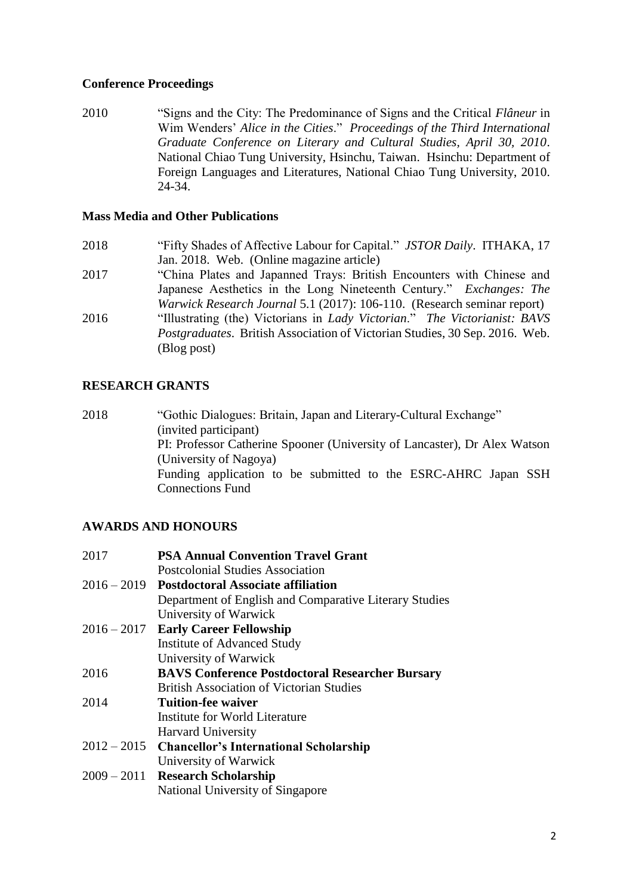### Conference Proceedings

2010 "Signs and the City: The Predominance of Signs and the Critical *Flâneur* in Wim Wenders' *Alice in the Cities*." *Proceedings of the Third International Graduate Conference on Literary and Cultural Studies, April 30, 2010*. National Chiao Tung University, Hsinchu, Taiwan. Hsinchu: Department of Foreign Languages and Literatures, National Chiao Tung University, 2010. 24-34.

### Mass Media and Other Publications

2018 "Fifty Shades of Affective Labour for Capital." *JSTOR Daily*. ITHAKA, 17 Jan. 2018. Web. (Online magazine article)

2017 "China Plates and Japanned Trays: British Encounters with Chinese and Japanese Aesthetics in the Long Nineteenth Century." *Exchanges: The Warwick Research Journal* 5.1 (2017): 106-110. (Research seminar report)

2016 "Illustrating (the) Victorians in *Lady Victorian*." *The Victorianist: BAVS Postgraduates*. British Association of Victorian Studies, 30 Sep. 2016. Web. (Blog post)

## RESEARCH GRANTS

2018 "Gothic Dialogues: Britain, Japan and Literary-Cultural Exchange" (invited participant)
PI: Professor Catherine Spooner (University of Lancaster), Dr Alex Watson (University of Nagoya)
Funding application to be submitted to the ESRC-AHRC Japan SSH Connections Fund

## AWARDS AND HONOURS

2017 **PSA Annual Convention Travel Grant**
Postcolonial Studies Association

2016 – 2019 **Postdoctoral Associate affiliation**
Department of English and Comparative Literary Studies
University of Warwick

2016 – 2017 **Early Career Fellowship**
Institute of Advanced Study
University of Warwick

2016 **BAVS Conference Postdoctoral Researcher Bursary**
British Association of Victorian Studies

2014 **Tuition-fee waiver**
Institute for World Literature
Harvard University

2012 – 2015 **Chancellor's International Scholarship**
University of Warwick

2009 – 2011 **Research Scholarship**
National University of Singapore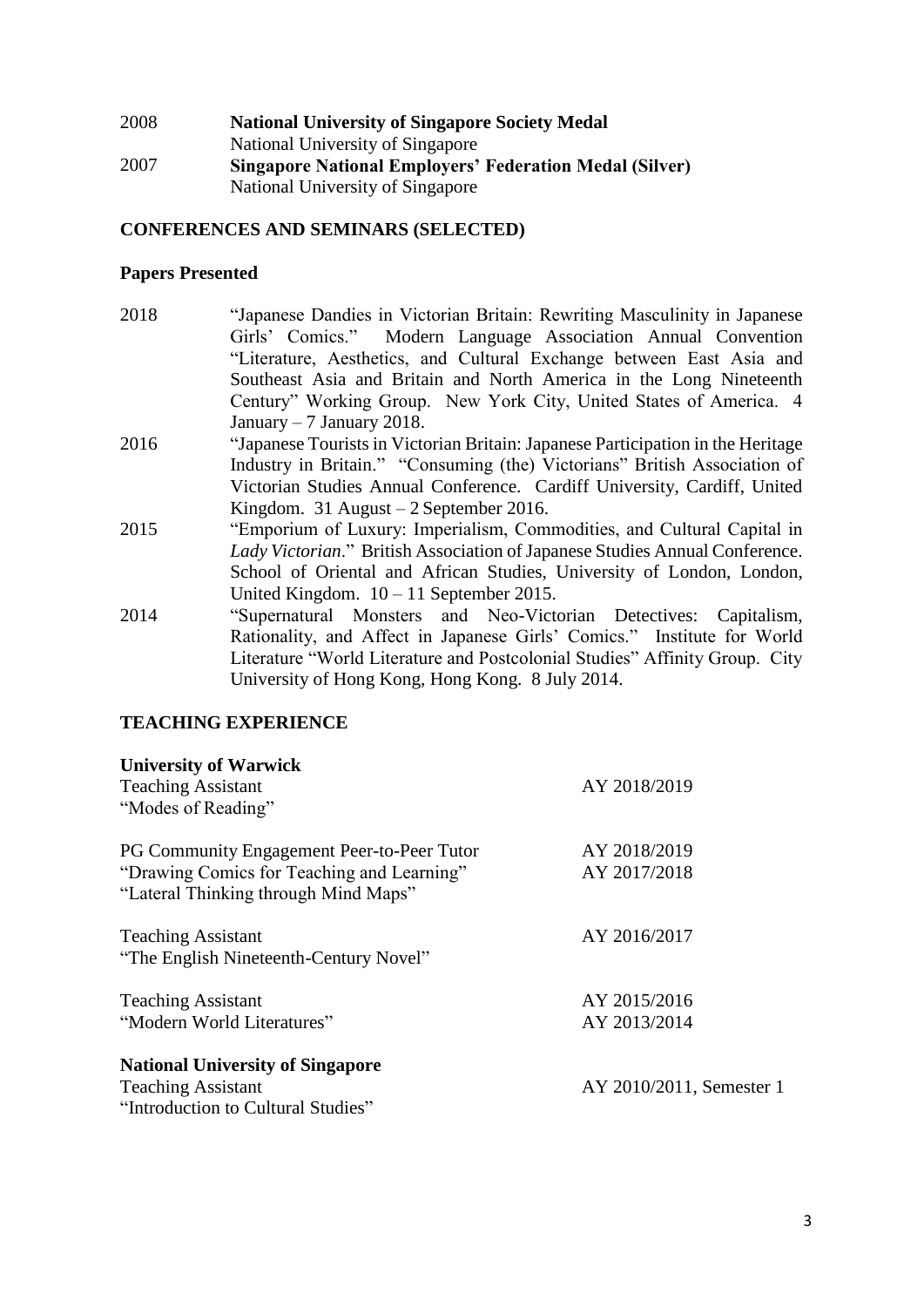2008 **National University of Singapore Society Medal**
National University of Singapore

2007 **Singapore National Employers' Federation Medal (Silver)**
National University of Singapore

## CONFERENCES AND SEMINARS (SELECTED)

### Papers Presented

2018 "Japanese Dandies in Victorian Britain: Rewriting Masculinity in Japanese Girls' Comics." Modern Language Association Annual Convention "Literature, Aesthetics, and Cultural Exchange between East Asia and Southeast Asia and Britain and North America in the Long Nineteenth Century" Working Group. New York City, United States of America. 4 January – 7 January 2018.

2016 "Japanese Tourists in Victorian Britain: Japanese Participation in the Heritage Industry in Britain." "Consuming (the) Victorians" British Association of Victorian Studies Annual Conference. Cardiff University, Cardiff, United Kingdom. 31 August – 2 September 2016.

2015 "Emporium of Luxury: Imperialism, Commodities, and Cultural Capital in *Lady Victorian*." British Association of Japanese Studies Annual Conference. School of Oriental and African Studies, University of London, London, United Kingdom. 10 – 11 September 2015.

2014 "Supernatural Monsters and Neo-Victorian Detectives: Capitalism, Rationality, and Affect in Japanese Girls' Comics." Institute for World Literature "World Literature and Postcolonial Studies" Affinity Group. City University of Hong Kong, Hong Kong. 8 July 2014.

## TEACHING EXPERIENCE

### University of Warwick

Teaching Assistant — AY 2018/2019
"Modes of Reading"

PG Community Engagement Peer-to-Peer Tutor — AY 2018/2019
"Drawing Comics for Teaching and Learning" — AY 2017/2018
"Lateral Thinking through Mind Maps"

Teaching Assistant — AY 2016/2017
"The English Nineteenth-Century Novel"

Teaching Assistant — AY 2015/2016
"Modern World Literatures" — AY 2013/2014

### National University of Singapore

Teaching Assistant — AY 2010/2011, Semester 1
"Introduction to Cultural Studies"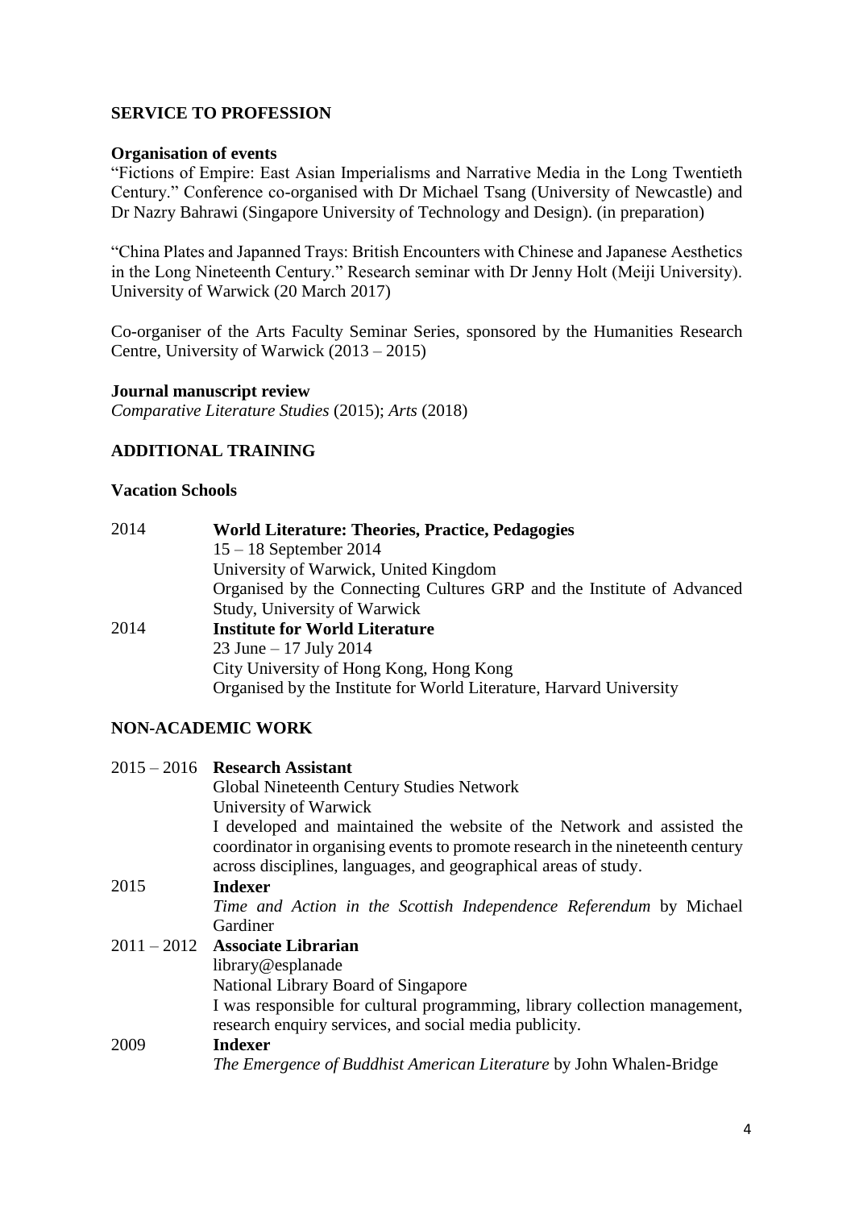## SERVICE TO PROFESSION

### Organisation of events

"Fictions of Empire: East Asian Imperialisms and Narrative Media in the Long Twentieth Century." Conference co-organised with Dr Michael Tsang (University of Newcastle) and Dr Nazry Bahrawi (Singapore University of Technology and Design). (in preparation)

"China Plates and Japanned Trays: British Encounters with Chinese and Japanese Aesthetics in the Long Nineteenth Century." Research seminar with Dr Jenny Holt (Meiji University). University of Warwick (20 March 2017)

Co-organiser of the Arts Faculty Seminar Series, sponsored by the Humanities Research Centre, University of Warwick (2013 – 2015)

### Journal manuscript review

*Comparative Literature Studies* (2015); *Arts* (2018)

## ADDITIONAL TRAINING

### Vacation Schools

2014 **World Literature: Theories, Practice, Pedagogies**
15 – 18 September 2014
University of Warwick, United Kingdom
Organised by the Connecting Cultures GRP and the Institute of Advanced Study, University of Warwick

2014 **Institute for World Literature**
23 June – 17 July 2014
City University of Hong Kong, Hong Kong
Organised by the Institute for World Literature, Harvard University

## NON-ACADEMIC WORK

2015 – 2016 **Research Assistant**
Global Nineteenth Century Studies Network
University of Warwick
I developed and maintained the website of the Network and assisted the coordinator in organising events to promote research in the nineteenth century across disciplines, languages, and geographical areas of study.

2015 **Indexer**
*Time and Action in the Scottish Independence Referendum* by Michael Gardiner

2011 – 2012 **Associate Librarian**
library@esplanade
National Library Board of Singapore
I was responsible for cultural programming, library collection management, research enquiry services, and social media publicity.

2009 **Indexer**
*The Emergence of Buddhist American Literature* by John Whalen-Bridge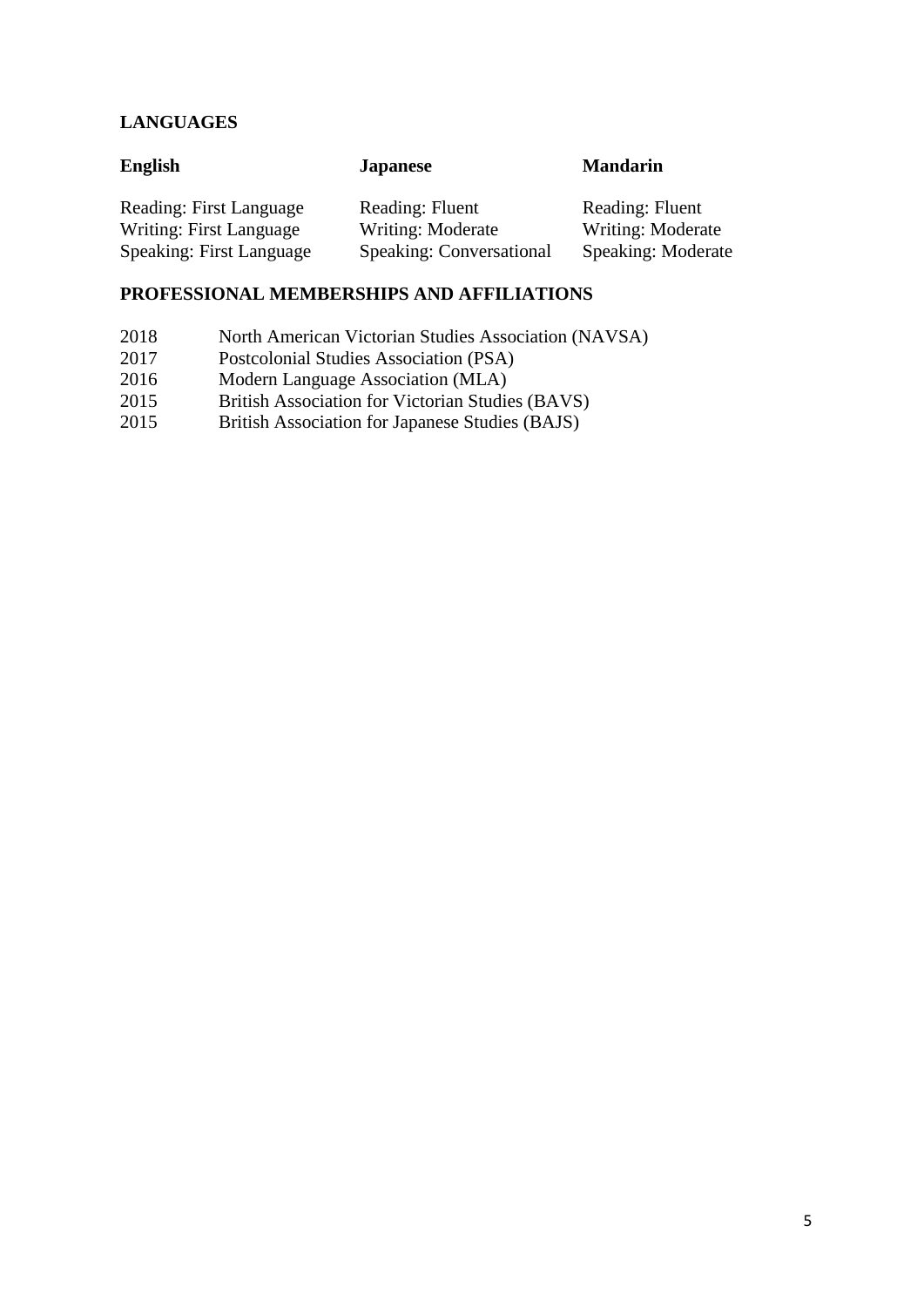## LANGUAGES

| English | Japanese | Mandarin |
| --- | --- | --- |
| Reading: First Language | Reading: Fluent | Reading: Fluent |
| Writing: First Language | Writing: Moderate | Writing: Moderate |
| Speaking: First Language | Speaking: Conversational | Speaking: Moderate |

## PROFESSIONAL MEMBERSHIPS AND AFFILIATIONS

| | |
| --- | --- |
| 2018 | North American Victorian Studies Association (NAVSA) |
| 2017 | Postcolonial Studies Association (PSA) |
| 2016 | Modern Language Association (MLA) |
| 2015 | British Association for Victorian Studies (BAVS) |
| 2015 | British Association for Japanese Studies (BAJS) |